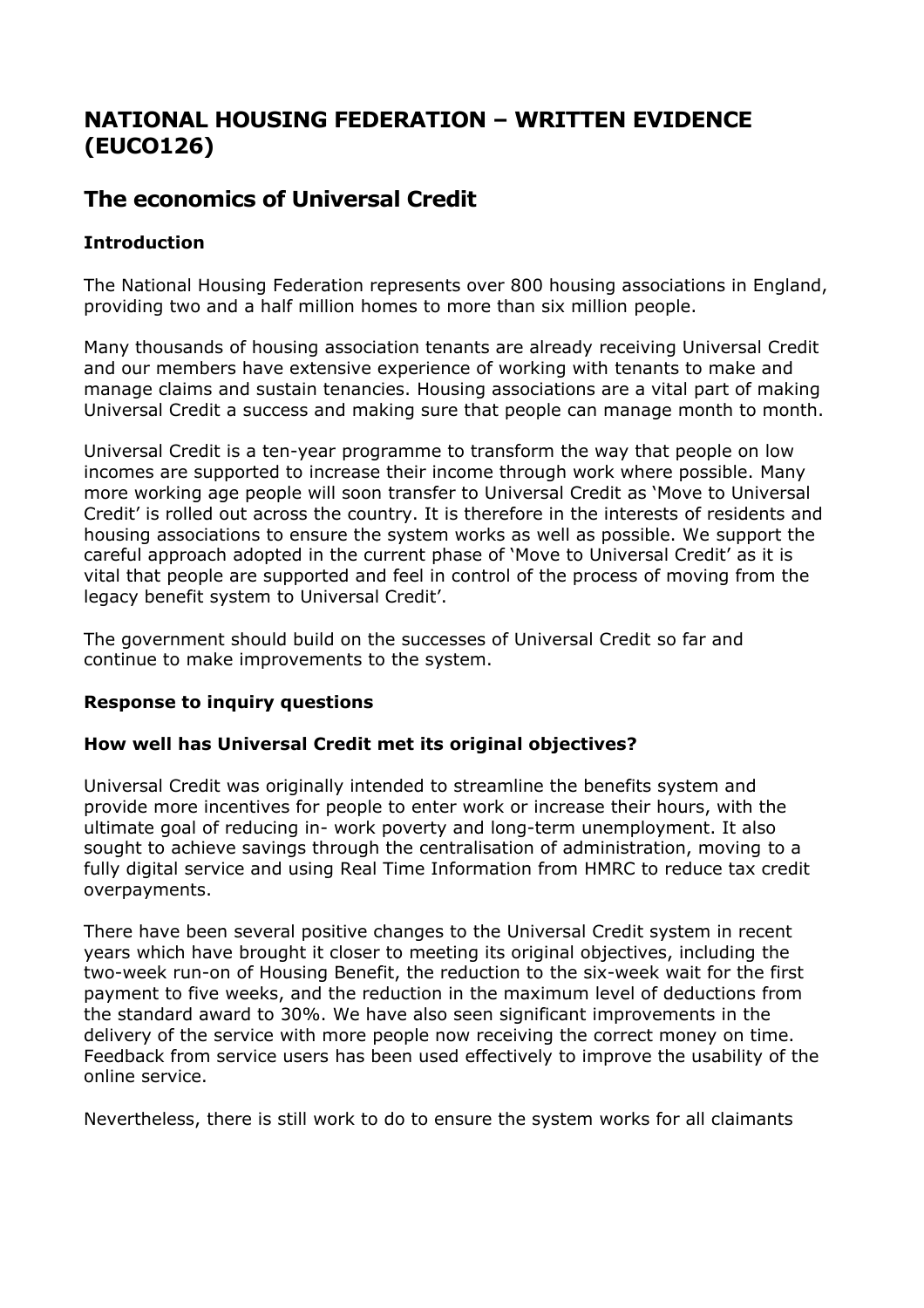# NATIONAL HOUSING FEDERATION – WRITTEN EVIDENCE (EUCO126)

## The economics of Universal Credit

### Introduction

The National Housing Federation represents over 800 housing associations in England, providing two and a half million homes to more than six million people.

Many thousands of housing association tenants are already receiving Universal Credit and our members have extensive experience of working with tenants to make and manage claims and sustain tenancies. Housing associations are a vital part of making Universal Credit a success and making sure that people can manage month to month.

Universal Credit is a ten-year programme to transform the way that people on low incomes are supported to increase their income through work where possible. Many more working age people will soon transfer to Universal Credit as 'Move to Universal Credit' is rolled out across the country. It is therefore in the interests of residents and housing associations to ensure the system works as well as possible. We support the careful approach adopted in the current phase of 'Move to Universal Credit' as it is vital that people are supported and feel in control of the process of moving from the legacy benefit system to Universal Credit'.

The government should build on the successes of Universal Credit so far and continue to make improvements to the system.

### Response to inquiry questions

### How well has Universal Credit met its original objectives?

Universal Credit was originally intended to streamline the benefits system and provide more incentives for people to enter work or increase their hours, with the ultimate goal of reducing in- work poverty and long-term unemployment. It also sought to achieve savings through the centralisation of administration, moving to a fully digital service and using Real Time Information from HMRC to reduce tax credit overpayments.

There have been several positive changes to the Universal Credit system in recent years which have brought it closer to meeting its original objectives, including the two-week run-on of Housing Benefit, the reduction to the six-week wait for the first payment to five weeks, and the reduction in the maximum level of deductions from the standard award to 30%. We have also seen significant improvements in the delivery of the service with more people now receiving the correct money on time. Feedback from service users has been used effectively to improve the usability of the online service.

Nevertheless, there is still work to do to ensure the system works for all claimants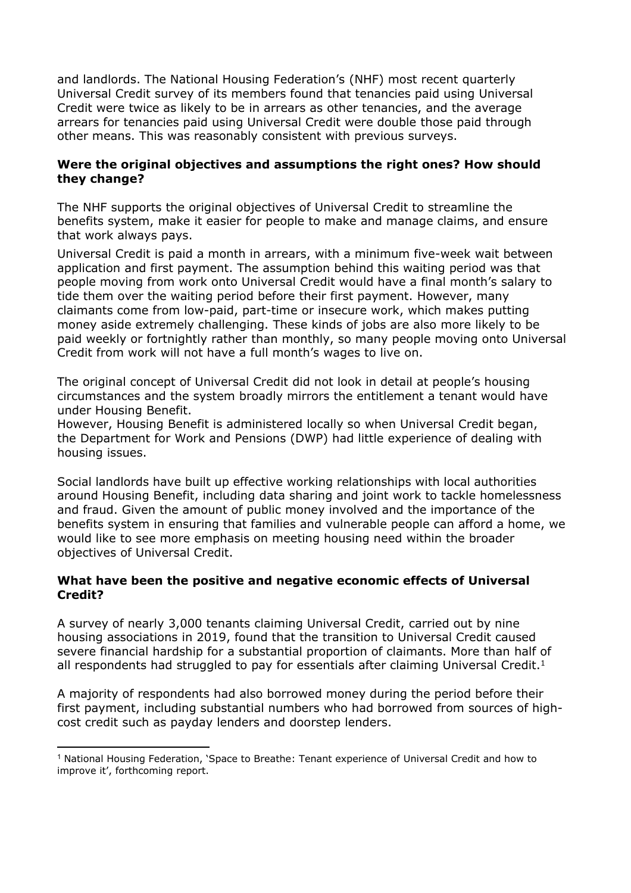and landlords. The National Housing Federation's (NHF) most recent quarterly Universal Credit survey of its members found that tenancies paid using Universal Credit were twice as likely to be in arrears as other tenancies, and the average arrears for tenancies paid using Universal Credit were double those paid through other means. This was reasonably consistent with previous surveys.

**Were the original objectives and assumptions the right ones? How should they change?**

The NHF supports the original objectives of Universal Credit to streamline the benefits system, make it easier for people to make and manage claims, and ensure that work always pays.

Universal Credit is paid a month in arrears, with a minimum five-week wait between application and first payment. The assumption behind this waiting period was that people moving from work onto Universal Credit would have a final month's salary to tide them over the waiting period before their first payment. However, many claimants come from low-paid, part-time or insecure work, which makes putting money aside extremely challenging. These kinds of jobs are also more likely to be paid weekly or fortnightly rather than monthly, so many people moving onto Universal Credit from work will not have a full month's wages to live on.

The original concept of Universal Credit did not look in detail at people's housing circumstances and the system broadly mirrors the entitlement a tenant would have under Housing Benefit.

However, Housing Benefit is administered locally so when Universal Credit began, the Department for Work and Pensions (DWP) had little experience of dealing with housing issues.

Social landlords have built up effective working relationships with local authorities around Housing Benefit, including data sharing and joint work to tackle homelessness and fraud. Given the amount of public money involved and the importance of the benefits system in ensuring that families and vulnerable people can afford a home, we would like to see more emphasis on meeting housing need within the broader objectives of Universal Credit.

**What have been the positive and negative economic effects of Universal Credit?**

A survey of nearly 3,000 tenants claiming Universal Credit, carried out by nine housing associations in 2019, found that the transition to Universal Credit caused severe financial hardship for a substantial proportion of claimants. More than half of all respondents had struggled to pay for essentials after claiming Universal Credit.[1]

A majority of respondents had also borrowed money during the period before their first payment, including substantial numbers who had borrowed from sources of high-cost credit such as payday lenders and doorstep lenders.

[1] National Housing Federation, 'Space to Breathe: Tenant experience of Universal Credit and how to improve it', forthcoming report.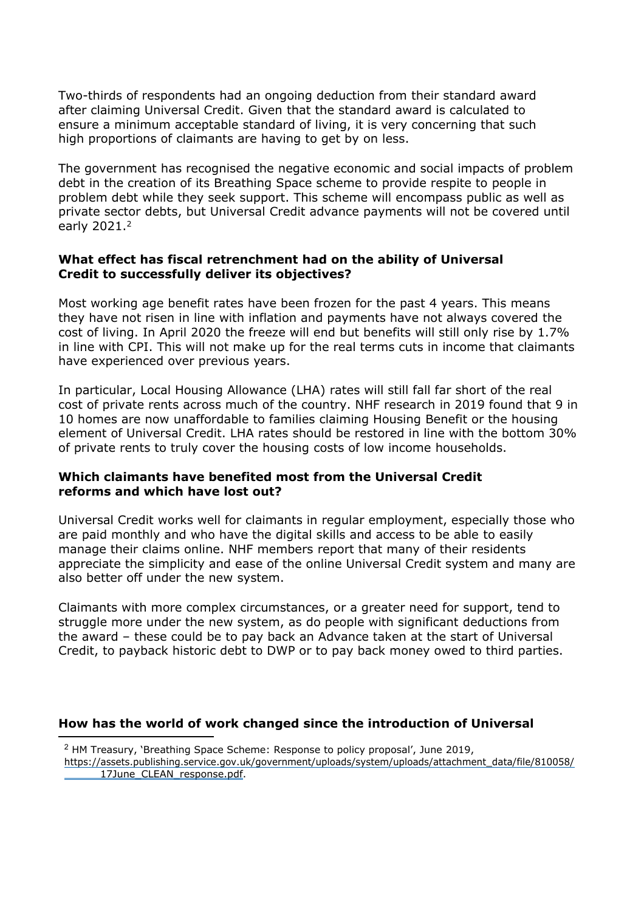Two-thirds of respondents had an ongoing deduction from their standard award after claiming Universal Credit. Given that the standard award is calculated to ensure a minimum acceptable standard of living, it is very concerning that such high proportions of claimants are having to get by on less.

The government has recognised the negative economic and social impacts of problem debt in the creation of its Breathing Space scheme to provide respite to people in problem debt while they seek support. This scheme will encompass public as well as private sector debts, but Universal Credit advance payments will not be covered until early 2021.[2]

**What effect has fiscal retrenchment had on the ability of Universal Credit to successfully deliver its objectives?**

Most working age benefit rates have been frozen for the past 4 years. This means they have not risen in line with inflation and payments have not always covered the cost of living. In April 2020 the freeze will end but benefits will still only rise by 1.7% in line with CPI. This will not make up for the real terms cuts in income that claimants have experienced over previous years.

In particular, Local Housing Allowance (LHA) rates will still fall far short of the real cost of private rents across much of the country. NHF research in 2019 found that 9 in 10 homes are now unaffordable to families claiming Housing Benefit or the housing element of Universal Credit. LHA rates should be restored in line with the bottom 30% of private rents to truly cover the housing costs of low income households.

**Which claimants have benefited most from the Universal Credit reforms and which have lost out?**

Universal Credit works well for claimants in regular employment, especially those who are paid monthly and who have the digital skills and access to be able to easily manage their claims online. NHF members report that many of their residents appreciate the simplicity and ease of the online Universal Credit system and many are also better off under the new system.

Claimants with more complex circumstances, or a greater need for support, tend to struggle more under the new system, as do people with significant deductions from the award – these could be to pay back an Advance taken at the start of Universal Credit, to payback historic debt to DWP or to pay back money owed to third parties.

**How has the world of work changed since the introduction of Universal**

[2] HM Treasury, 'Breathing Space Scheme: Response to policy proposal', June 2019, https://assets.publishing.service.gov.uk/government/uploads/system/uploads/attachment_data/file/810058/ 17June_CLEAN_response.pdf.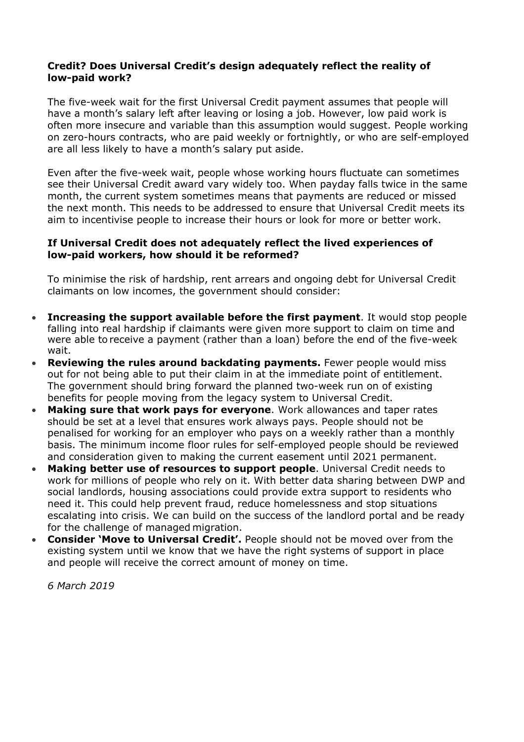**Credit? Does Universal Credit's design adequately reflect the reality of low-paid work?**

The five-week wait for the first Universal Credit payment assumes that people will have a month's salary left after leaving or losing a job. However, low paid work is often more insecure and variable than this assumption would suggest. People working on zero-hours contracts, who are paid weekly or fortnightly, or who are self-employed are all less likely to have a month's salary put aside.

Even after the five-week wait, people whose working hours fluctuate can sometimes see their Universal Credit award vary widely too. When payday falls twice in the same month, the current system sometimes means that payments are reduced or missed the next month. This needs to be addressed to ensure that Universal Credit meets its aim to incentivise people to increase their hours or look for more or better work.

**If Universal Credit does not adequately reflect the lived experiences of low-paid workers, how should it be reformed?**

To minimise the risk of hardship, rent arrears and ongoing debt for Universal Credit claimants on low incomes, the government should consider:

- **Increasing the support available before the first payment**. It would stop people falling into real hardship if claimants were given more support to claim on time and were able to receive a payment (rather than a loan) before the end of the five-week wait.
- **Reviewing the rules around backdating payments.** Fewer people would miss out for not being able to put their claim in at the immediate point of entitlement. The government should bring forward the planned two-week run on of existing benefits for people moving from the legacy system to Universal Credit.
- **Making sure that work pays for everyone**. Work allowances and taper rates should be set at a level that ensures work always pays. People should not be penalised for working for an employer who pays on a weekly rather than a monthly basis. The minimum income floor rules for self-employed people should be reviewed and consideration given to making the current easement until 2021 permanent.
- **Making better use of resources to support people**. Universal Credit needs to work for millions of people who rely on it. With better data sharing between DWP and social landlords, housing associations could provide extra support to residents who need it. This could help prevent fraud, reduce homelessness and stop situations escalating into crisis. We can build on the success of the landlord portal and be ready for the challenge of managed migration.
- **Consider 'Move to Universal Credit'.** People should not be moved over from the existing system until we know that we have the right systems of support in place and people will receive the correct amount of money on time.

*6 March 2019*